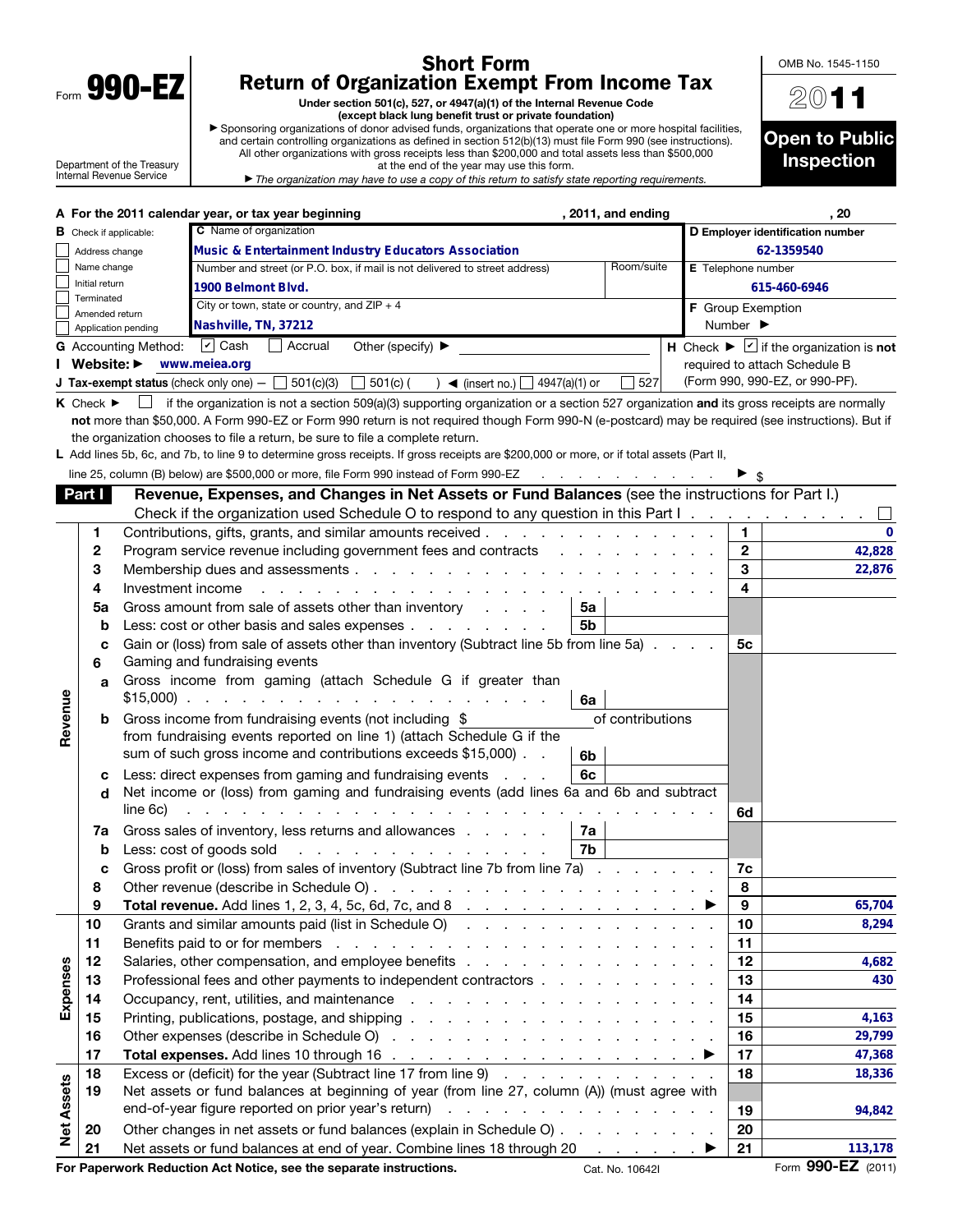Form **990-EZ**

Department of the Treasury
Internal Revenue Service

# Short Form Return of Organization Exempt From Income Tax

**Under section 501(c), 527, or 4947(a)(1) of the Internal Revenue Code (except black lung benefit trust or private foundation)**

▶ Sponsoring organizations of donor advised funds, organizations that operate one or more hospital facilities, and certain controlling organizations as defined in section 512(b)(13) must file Form 990 (see instructions). All other organizations with gross receipts less than $200,000 and total assets less than $500,000 at the end of the year may use this form.

▶ *The organization may have to use a copy of this return to satisfy state reporting requirements.*

OMB No. 1545-1150

**2011**

**Open to Public Inspection**

**A** For the 2011 calendar year, or tax year beginning , 2011, and ending , 20

**B** Check if applicable:
- ☐ Address change
- ☐ Name change
- ☐ Initial return
- ☐ Terminated
- ☐ Amended return
- ☐ Application pending

**C** Name of organization: **Music & Entertainment Industry Educators Association**

Number and street (or P.O. box, if mail is not delivered to street address): **1900 Belmont Blvd.** Room/suite:

City or town, state or country, and ZIP + 4: **Nashville, TN, 37212**

**D Employer identification number:** 62-1359540

**E** Telephone number: 615-460-6946

**F** Group Exemption Number ▶

**G** Accounting Method: ☑ Cash ☐ Accrual Other (specify) ▶

**H** Check ▶ ☑ if the organization is **not** required to attach Schedule B (Form 990, 990-EZ, or 990-PF).

**I Website:** ▶ www.meiea.org

**J Tax-exempt status** (check only one) — ☐ 501(c)(3) ☐ 501(c) ( ) ◀ (insert no.) ☐ 4947(a)(1) or ☐ 527

**K** Check ▶ ☐ if the organization is not a section 509(a)(3) supporting organization or a section 527 organization **and** its gross receipts are normally **not** more than $50,000. A Form 990-EZ or Form 990 return is not required though Form 990-N (e-postcard) may be required (see instructions). But if the organization chooses to file a return, be sure to file a complete return.

**L** Add lines 5b, 6c, and 7b, to line 9 to determine gross receipts. If gross receipts are $200,000 or more, or if total assets (Part II, line 25, column (B) below) are $500,000 or more, file Form 990 instead of Form 990-EZ ▶ $

## Part I — Revenue, Expenses, and Changes in Net Assets or Fund Balances (see the instructions for Part I.)

Check if the organization used Schedule O to respond to any question in this Part I ☐

| Section | Line | Description | Sub-line | Sub-amount | Line | Amount |
|---|---|---|---|---|---|---|
| Revenue | 1 | Contributions, gifts, grants, and similar amounts received | | | 1 | 0 |
| | 2 | Program service revenue including government fees and contracts | | | 2 | 42,828 |
| | 3 | Membership dues and assessments | | | 3 | 22,876 |
| | 4 | Investment income | | | 4 | |
| | 5a | Gross amount from sale of assets other than inventory | 5a | | | |
| | b | Less: cost or other basis and sales expenses | 5b | | | |
| | c | Gain or (loss) from sale of assets other than inventory (Subtract line 5b from line 5a) | | | 5c | |
| | 6 | Gaming and fundraising events | | | | |
| | a | Gross income from gaming (attach Schedule G if greater than $15,000) | 6a | | | |
| | b | Gross income from fundraising events (not including $ of contributions from fundraising events reported on line 1) (attach Schedule G if the sum of such gross income and contributions exceeds $15,000) | 6b | | | |
| | c | Less: direct expenses from gaming and fundraising events | 6c | | | |
| | d | Net income or (loss) from gaming and fundraising events (add lines 6a and 6b and subtract line 6c) | | | 6d | |
| | 7a | Gross sales of inventory, less returns and allowances | 7a | | | |
| | b | Less: cost of goods sold | 7b | | | |
| | c | Gross profit or (loss) from sales of inventory (Subtract line 7b from line 7a) | | | 7c | |
| | 8 | Other revenue (describe in Schedule O) | | | 8 | |
| | 9 | **Total revenue.** Add lines 1, 2, 3, 4, 5c, 6d, 7c, and 8 ▶ | | | 9 | 65,704 |
| Expenses | 10 | Grants and similar amounts paid (list in Schedule O) | | | 10 | 8,294 |
| | 11 | Benefits paid to or for members | | | 11 | |
| | 12 | Salaries, other compensation, and employee benefits | | | 12 | 4,682 |
| | 13 | Professional fees and other payments to independent contractors | | | 13 | 430 |
| | 14 | Occupancy, rent, utilities, and maintenance | | | 14 | |
| | 15 | Printing, publications, postage, and shipping | | | 15 | 4,163 |
| | 16 | Other expenses (describe in Schedule O) | | | 16 | 29,799 |
| | 17 | **Total expenses.** Add lines 10 through 16 ▶ | | | 17 | 47,368 |
| Net Assets | 18 | Excess or (deficit) for the year (Subtract line 17 from line 9) | | | 18 | 18,336 |
| | 19 | Net assets or fund balances at beginning of year (from line 27, column (A)) (must agree with end-of-year figure reported on prior year's return) | | | 19 | 94,842 |
| | 20 | Other changes in net assets or fund balances (explain in Schedule O) | | | 20 | |
| | 21 | Net assets or fund balances at end of year. Combine lines 18 through 20 ▶ | | | 21 | 113,178 |

**For Paperwork Reduction Act Notice, see the separate instructions.** Cat. No. 10642I Form **990-EZ** (2011)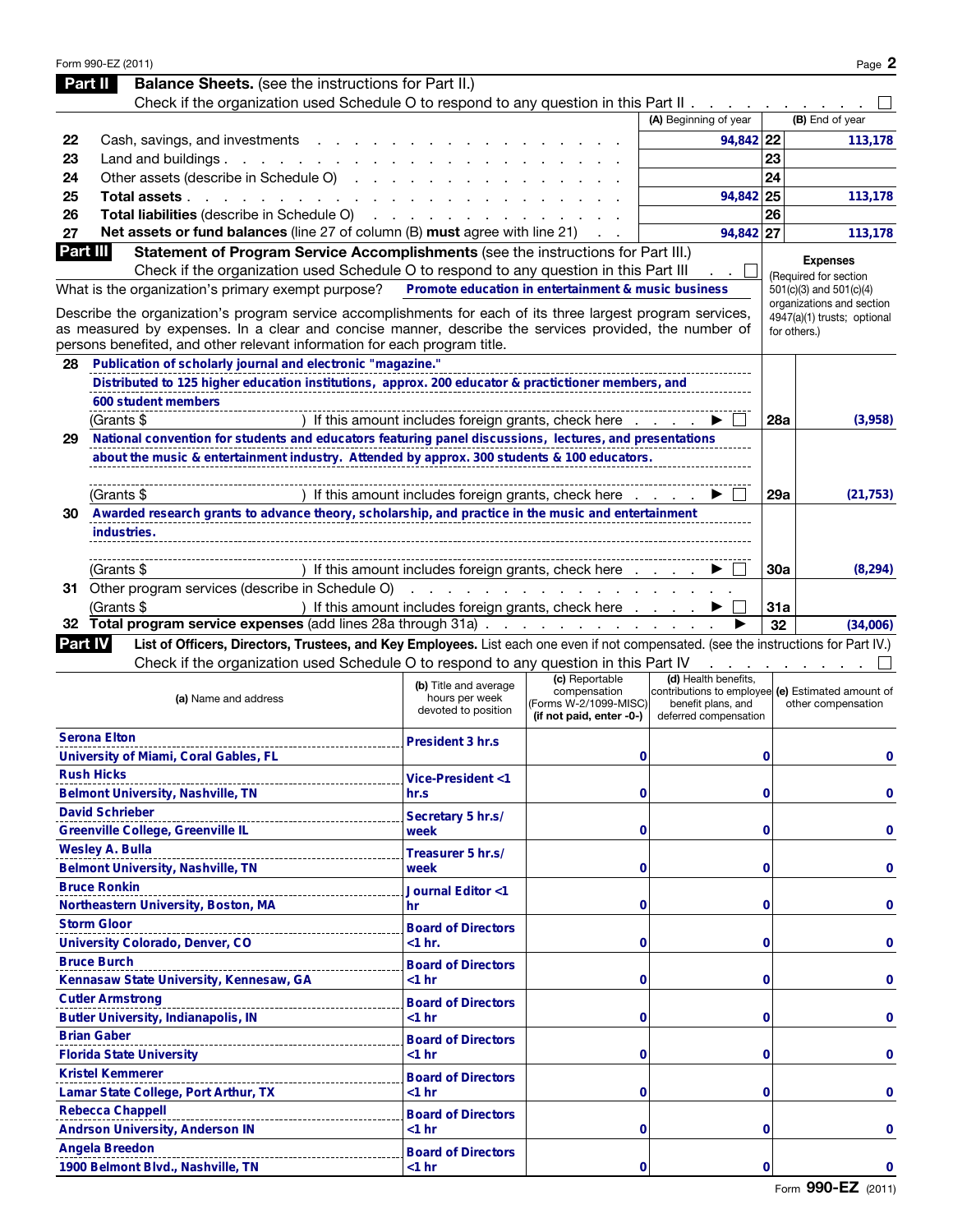Form 990-EZ (2011)

## Part II — Balance Sheets. (see the instructions for Part II.)

Check if the organization used Schedule O to respond to any question in this Part II . . . . . . . . . . ☐

| | | (A) Beginning of year | | (B) End of year |
|---|---|---|---|---|
| 22 | Cash, savings, and investments | 94,842 | 22 | 113,178 |
| 23 | Land and buildings | | 23 | |
| 24 | Other assets (describe in Schedule O) | | 24 | |
| 25 | **Total assets** | 94,842 | 25 | 113,178 |
| 26 | **Total liabilities** (describe in Schedule O) | | 26 | |
| 27 | **Net assets or fund balances** (line 27 of column (B) **must** agree with line 21) | 94,842 | 27 | 113,178 |

## Part III — Statement of Program Service Accomplishments (see the instructions for Part III.)

Check if the organization used Schedule O to respond to any question in this Part III . . ☐

What is the organization's primary exempt purpose? **Promote education in entertainment & music business**

Describe the organization's program service accomplishments for each of its three largest program services, as measured by expenses. In a clear and concise manner, describe the services provided, the number of persons benefited, and other relevant information for each program title.

**Expenses** (Required for section 501(c)(3) and 501(c)(4) organizations and section 4947(a)(1) trusts; optional for others.)

| | Description | | Expenses |
|---|---|---|---|
| 28 | Publication of scholarly journal and electronic "magazine." Distributed to 125 higher education institutions, approx. 200 educator & practictioner members, and 600 student members<br>(Grants $ ) If this amount includes foreign grants, check here . . . . ▶ ☐ | 28a | (3,958) |
| 29 | National convention for students and educators featuring panel discussions, lectures, and presentations about the music & entertainment industry. Attended by approx. 300 students & 100 educators.<br>(Grants $ ) If this amount includes foreign grants, check here . . . . ▶ ☐ | 29a | (21,753) |
| 30 | Awarded research grants to advance theory, scholarship, and practice in the music and entertainment industries.<br>(Grants $ ) If this amount includes foreign grants, check here . . . . ▶ ☐ | 30a | (8,294) |
| 31 | Other program services (describe in Schedule O)<br>(Grants $ ) If this amount includes foreign grants, check here . . . . ▶ ☐ | 31a | |
| 32 | **Total program service expenses** (add lines 28a through 31a) . . . . ▶ | 32 | (34,006) |

## Part IV — List of Officers, Directors, Trustees, and Key Employees. 

List each one even if not compensated. (see the instructions for Part IV.)

Check if the organization used Schedule O to respond to any question in this Part IV . . . . . . . . ☐

| (a) Name and address | (b) Title and average hours per week devoted to position | (c) Reportable compensation (Forms W-2/1099-MISC) (if not paid, enter -0-) | (d) Health benefits, contributions to employee benefit plans, and deferred compensation | (e) Estimated amount of other compensation |
|---|---|---|---|---|
| Serona Elton<br>University of Miami, Coral Gables, FL | President 3 hrs. | 0 | 0 | 0 |
| Rush Hicks<br>Belmont University, Nashville, TN | Vice-President <1 hr.s | 0 | 0 | 0 |
| David Schrieber<br>Greenville College, Greenville IL | Secretary 5 hr.s/ week | 0 | 0 | 0 |
| Wesley A. Bulla<br>Belmont University, Nashville, TN | Treasurer 5 hr.s/ week | 0 | 0 | 0 |
| Bruce Ronkin<br>Northeastern University, Boston, MA | Journal Editor <1 hr | 0 | 0 | 0 |
| Storm Gloor<br>University Colorado, Denver, CO | Board of Directors <1 hr. | 0 | 0 | 0 |
| Bruce Burch<br>Kennasaw State University, Kennesaw, GA | Board of Directors <1 hr | 0 | 0 | 0 |
| Cutler Armstrong<br>Butler University, Indianapolis, IN | Board of Directors <1 hr | 0 | 0 | 0 |
| Brian Gaber<br>Florida State University | Board of Directors <1 hr | 0 | 0 | 0 |
| Kristel Kemmerer<br>Lamar State College, Port Arthur, TX | Board of Directors <1 hr | 0 | 0 | 0 |
| Rebecca Chappell<br>Andrson University, Anderson IN | Board of Directors <1 hr | 0 | 0 | 0 |
| Angela Breedon<br>1900 Belmont Blvd., Nashville, TN | Board of Directors <1 hr | 0 | 0 | 0 |

Form **990-EZ** (2011)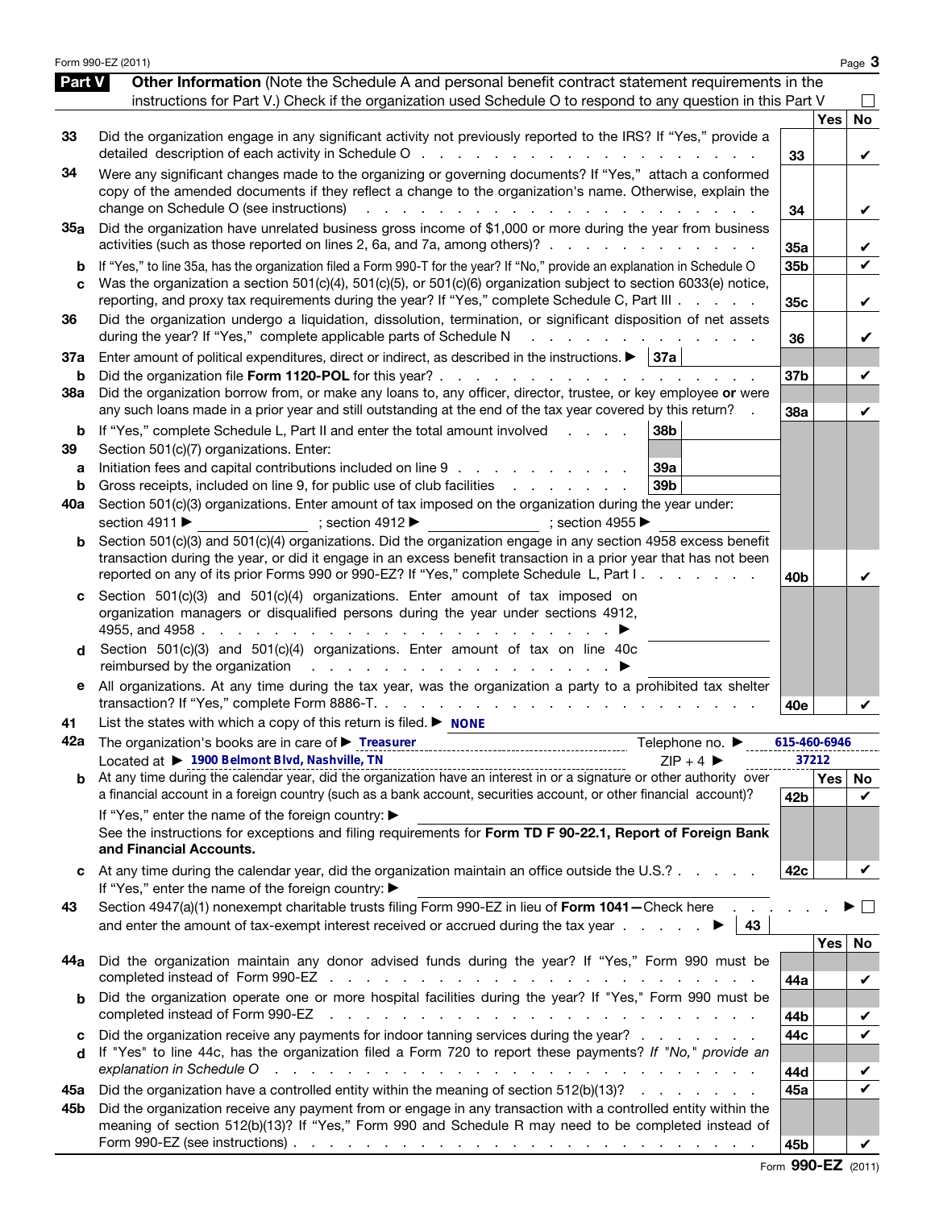## Part V Other Information

(Note the Schedule A and personal benefit contract statement requirements in the instructions for Part V.) Check if the organization used Schedule O to respond to any question in this Part V ☐

| | | | Yes | No |
|---|---|---|---|---|
| 33 | Did the organization engage in any significant activity not previously reported to the IRS? If "Yes," provide a detailed description of each activity in Schedule O | 33 | | ✔ |
| 34 | Were any significant changes made to the organizing or governing documents? If "Yes," attach a conformed copy of the amended documents if they reflect a change to the organization's name. Otherwise, explain the change on Schedule O (see instructions) | 34 | | ✔ |
| 35a | Did the organization have unrelated business gross income of $1,000 or more during the year from business activities (such as those reported on lines 2, 6a, and 7a, among others)? | 35a | | ✔ |
| b | If "Yes," to line 35a, has the organization filed a Form 990-T for the year? If "No," provide an explanation in Schedule O | 35b | | ✔ |
| c | Was the organization a section 501(c)(4), 501(c)(5), or 501(c)(6) organization subject to section 6033(e) notice, reporting, and proxy tax requirements during the year? If "Yes," complete Schedule C, Part III | 35c | | ✔ |
| 36 | Did the organization undergo a liquidation, dissolution, termination, or significant disposition of net assets during the year? If "Yes," complete applicable parts of Schedule N | 36 | | ✔ |
| 37a | Enter amount of political expenditures, direct or indirect, as described in the instructions. ▶ 37a | | | |
| b | Did the organization file **Form 1120-POL** for this year? | 37b | | ✔ |
| 38a | Did the organization borrow from, or make any loans to, any officer, director, trustee, or key employee **or** were any such loans made in a prior year and still outstanding at the end of the tax year covered by this return? | 38a | | ✔ |
| b | If "Yes," complete Schedule L, Part II and enter the total amount involved 38b | | | |
| 39 | Section 501(c)(7) organizations. Enter: | | | |
| a | Initiation fees and capital contributions included on line 9 39a | | | |
| b | Gross receipts, included on line 9, for public use of club facilities 39b | | | |
| 40a | Section 501(c)(3) organizations. Enter amount of tax imposed on the organization during the year under: section 4911 ▶ ; section 4912 ▶ ; section 4955 ▶ | | | |
| b | Section 501(c)(3) and 501(c)(4) organizations. Did the organization engage in any section 4958 excess benefit transaction during the year, or did it engage in an excess benefit transaction in a prior year that has not been reported on any of its prior Forms 990 or 990-EZ? If "Yes," complete Schedule L, Part I | 40b | | ✔ |
| c | Section 501(c)(3) and 501(c)(4) organizations. Enter amount of tax imposed on organization managers or disqualified persons during the year under sections 4912, 4955, and 4958 ▶ | | | |
| d | Section 501(c)(3) and 501(c)(4) organizations. Enter amount of tax on line 40c reimbursed by the organization ▶ | | | |
| e | All organizations. At any time during the tax year, was the organization a party to a prohibited tax shelter transaction? If "Yes," complete Form 8886-T. | 40e | | ✔ |

41 List the states with which a copy of this return is filed. ▶ NONE

42a The organization's books are in care of ▶ Treasurer Telephone no. ▶ 615-460-6946
Located at ▶ 1900 Belmont Blvd, Nashville, TN ZIP + 4 ▶ 37212

| | | | Yes | No |
|---|---|---|---|---|
| b | At any time during the calendar year, did the organization have an interest in or a signature or other authority over a financial account in a foreign country (such as a bank account, securities account, or other financial account)? | 42b | | ✔ |
| | If "Yes," enter the name of the foreign country: ▶ See the instructions for exceptions and filing requirements for **Form TD F 90-22.1, Report of Foreign Bank and Financial Accounts.** | | | |
| c | At any time during the calendar year, did the organization maintain an office outside the U.S.? If "Yes," enter the name of the foreign country: ▶ | 42c | | ✔ |

43 Section 4947(a)(1) nonexempt charitable trusts filing Form 990-EZ in lieu of **Form 1041—** Check here ▶ ☐
and enter the amount of tax-exempt interest received or accrued during the tax year ▶ 43

| | | | Yes | No |
|---|---|---|---|---|
| 44a | Did the organization maintain any donor advised funds during the year? If "Yes," Form 990 must be completed instead of Form 990-EZ | 44a | | ✔ |
| b | Did the organization operate one or more hospital facilities during the year? If "Yes," Form 990 must be completed instead of Form 990-EZ | 44b | | ✔ |
| c | Did the organization receive any payments for indoor tanning services during the year? | 44c | | ✔ |
| d | If "Yes" to line 44c, has the organization filed a Form 720 to report these payments? *If "No," provide an explanation in Schedule O* | 44d | | ✔ |
| 45a | Did the organization have a controlled entity within the meaning of section 512(b)(13)? | 45a | | ✔ |
| 45b | Did the organization receive any payment from or engage in any transaction with a controlled entity within the meaning of section 512(b)(13)? If "Yes," Form 990 and Schedule R may need to be completed instead of Form 990-EZ (see instructions) | 45b | | ✔ |

Form **990-EZ** (2011)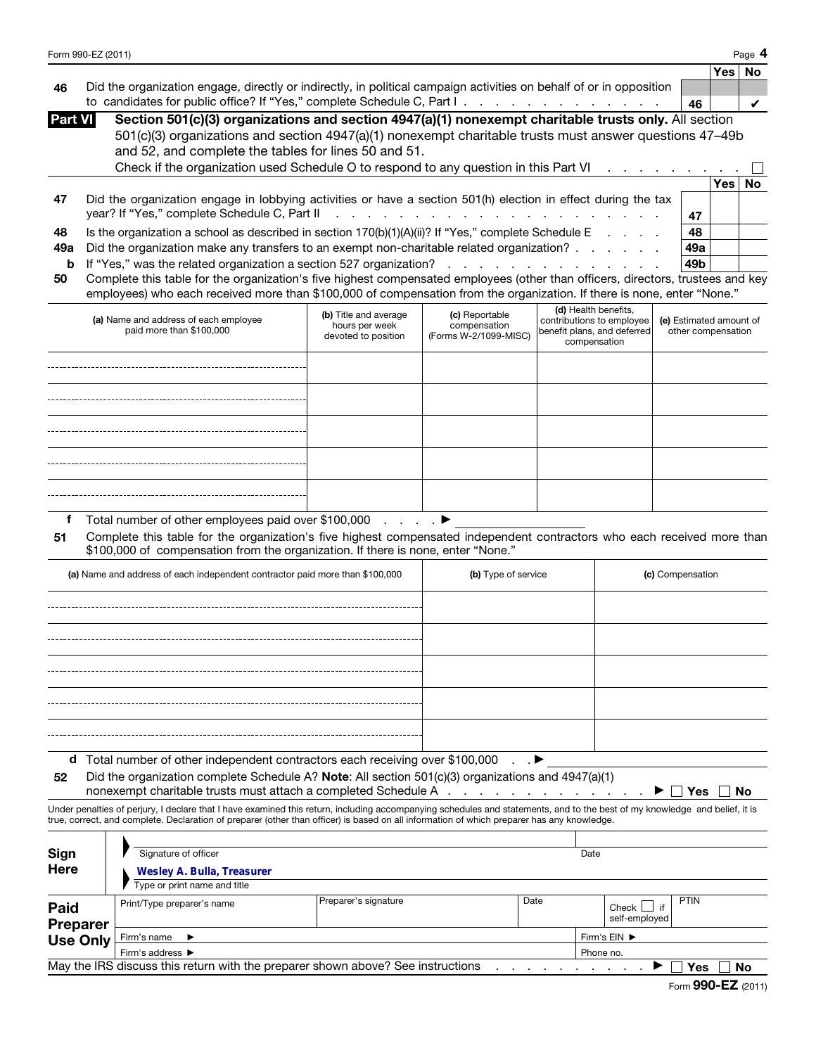| | | Yes | No |
|---|---|---|---|
| **46** Did the organization engage, directly or indirectly, in political campaign activities on behalf of or in opposition to candidates for public office? If "Yes," complete Schedule C, Part I | 46 | | ✔ |

**Part VI** **Section 501(c)(3) organizations and section 4947(a)(1) nonexempt charitable trusts only.** All section 501(c)(3) organizations and section 4947(a)(1) nonexempt charitable trusts must answer questions 47–49b and 52, and complete the tables for lines 50 and 51.

Check if the organization used Schedule O to respond to any question in this Part VI ☐

| | | Yes | No |
|---|---|---|---|
| **47** Did the organization engage in lobbying activities or have a section 501(h) election in effect during the tax year? If "Yes," complete Schedule C, Part II | 47 | | |
| **48** Is the organization a school as described in section 170(b)(1)(A)(ii)? If "Yes," complete Schedule E | 48 | | |
| **49a** Did the organization make any transfers to an exempt non-charitable related organization? | 49a | | |
| **b** If "Yes," was the related organization a section 527 organization? | 49b | | |

**50** Complete this table for the organization's five highest compensated employees (other than officers, directors, trustees and key employees) who each received more than $100,000 of compensation from the organization. If there is none, enter "None."

| (a) Name and address of each employee paid more than $100,000 | (b) Title and average hours per week devoted to position | (c) Reportable compensation (Forms W-2/1099-MISC) | (d) Health benefits, contributions to employee benefit plans, and deferred compensation | (e) Estimated amount of other compensation |
|---|---|---|---|---|
| | | | | |
| | | | | |
| | | | | |
| | | | | |
| | | | | |

**f** Total number of other employees paid over $100,000 ▶

**51** Complete this table for the organization's five highest compensated independent contractors who each received more than $100,000 of compensation from the organization. If there is none, enter "None."

| (a) Name and address of each independent contractor paid more than $100,000 | (b) Type of service | (c) Compensation |
|---|---|---|
| | | |
| | | |
| | | |
| | | |
| | | |

**d** Total number of other independent contractors each receiving over $100,000 ▶

**52** Did the organization complete Schedule A? **Note:** All section 501(c)(3) organizations and 4947(a)(1) nonexempt charitable trusts must attach a completed Schedule A ▶ ☐ Yes ☐ No

Under penalties of perjury, I declare that I have examined this return, including accompanying schedules and statements, and to the best of my knowledge and belief, it is true, correct, and complete. Declaration of preparer (other than officer) is based on all information of which preparer has any knowledge.

**Sign Here**

Signature of officer | Date

**Wesley A. Bulla, Treasurer**

Type or print name and title

**Paid Preparer Use Only**

| Print/Type preparer's name | Preparer's signature | Date | Check ☐ if self-employed | PTIN |
|---|---|---|---|---|
| Firm's name ▶ | | | Firm's EIN ▶ | |
| Firm's address ▶ | | | Phone no. | |

May the IRS discuss this return with the preparer shown above? See instructions ▶ ☐ Yes ☐ No